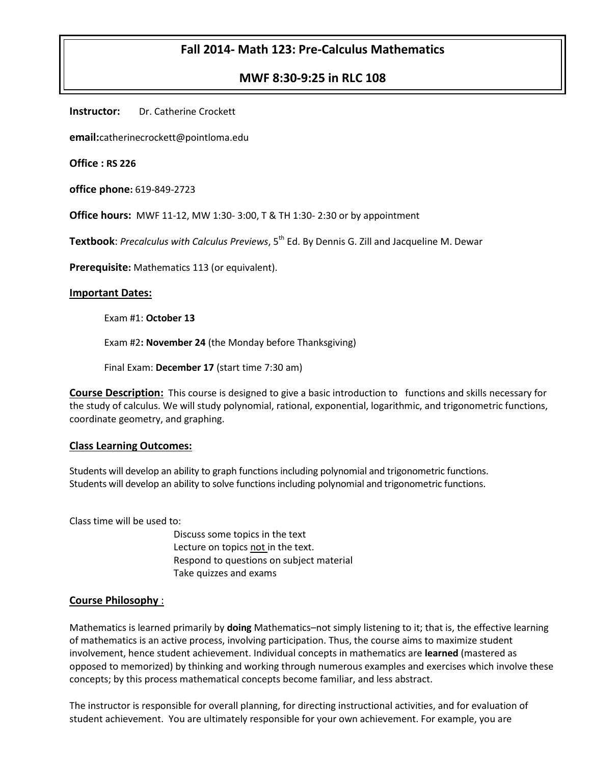# Fall 2014- Math 123: Pre-Calculus Mathematics

## MWF 8:30-9:25 in RLC 108

**Instructor:** Dr. Catherine Crockett

**email:** catherinecrockett@pointloma.edu

**Office : RS 226**

**office phone:** 619-849-2723

**Office hours:** MWF 11-12, MW 1:30- 3:00, T & TH 1:30- 2:30 or by appointment

**Textbook**: *Precalculus with Calculus Previews*, 5th Ed. By Dennis G. Zill and Jacqueline M. Dewar

**Prerequisite:** Mathematics 113 (or equivalent).

**Important Dates:**

Exam #1: **October 13**

Exam #2**: November 24** (the Monday before Thanksgiving)

Final Exam: **December 17** (start time 7:30 am)

**Course Description:** This course is designed to give a basic introduction to functions and skills necessary for the study of calculus. We will study polynomial, rational, exponential, logarithmic, and trigonometric functions, coordinate geometry, and graphing.

**Class Learning Outcomes:**

Students will develop an ability to graph functions including polynomial and trigonometric functions.
Students will develop an ability to solve functions including polynomial and trigonometric functions.

Class time will be used to:

- Discuss some topics in the text
- Lecture on topics not in the text.
- Respond to questions on subject material
- Take quizzes and exams

**Course Philosophy** :

Mathematics is learned primarily by **doing** Mathematics–not simply listening to it; that is, the effective learning of mathematics is an active process, involving participation. Thus, the course aims to maximize student involvement, hence student achievement. Individual concepts in mathematics are **learned** (mastered as opposed to memorized) by thinking and working through numerous examples and exercises which involve these concepts; by this process mathematical concepts become familiar, and less abstract.

The instructor is responsible for overall planning, for directing instructional activities, and for evaluation of student achievement. You are ultimately responsible for your own achievement. For example, you are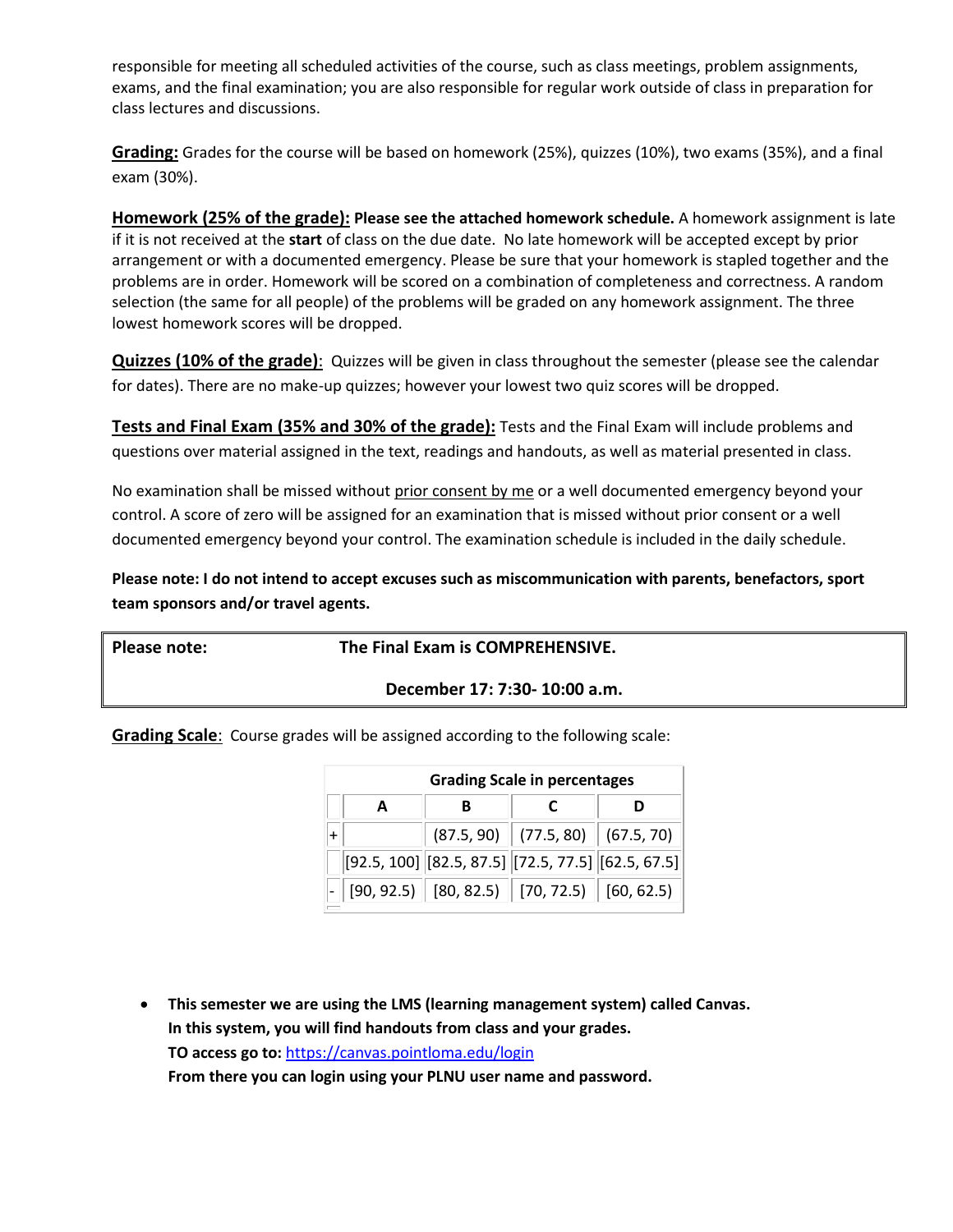responsible for meeting all scheduled activities of the course, such as class meetings, problem assignments, exams, and the final examination; you are also responsible for regular work outside of class in preparation for class lectures and discussions.

**Grading:** Grades for the course will be based on homework (25%), quizzes (10%), two exams (35%), and a final exam (30%).

**Homework (25% of the grade):** **Please see the attached homework schedule.** A homework assignment is late if it is not received at the **start** of class on the due date. No late homework will be accepted except by prior arrangement or with a documented emergency. Please be sure that your homework is stapled together and the problems are in order. Homework will be scored on a combination of completeness and correctness. A random selection (the same for all people) of the problems will be graded on any homework assignment. The three lowest homework scores will be dropped.

**Quizzes (10% of the grade)**: Quizzes will be given in class throughout the semester (please see the calendar for dates). There are no make-up quizzes; however your lowest two quiz scores will be dropped.

**Tests and Final Exam (35% and 30% of the grade):** Tests and the Final Exam will include problems and questions over material assigned in the text, readings and handouts, as well as material presented in class.

No examination shall be missed without prior consent by me or a well documented emergency beyond your control. A score of zero will be assigned for an examination that is missed without prior consent or a well documented emergency beyond your control. The examination schedule is included in the daily schedule.

**Please note: I do not intend to accept excuses such as miscommunication with parents, benefactors, sport team sponsors and/or travel agents.**

**Please note: The Final Exam is COMPREHENSIVE.**

**December 17: 7:30- 10:00 a.m.**

**Grading Scale**: Course grades will be assigned according to the following scale:

| Grading Scale in percentages | | | | |
|---|---|---|---|---|
| | **A** | **B** | **C** | **D** |
| + | | (87.5, 90) | (77.5, 80) | (67.5, 70) |
| | [92.5, 100] | [82.5, 87.5] | [72.5, 77.5] | [62.5, 67.5] |
| - | [90, 92.5) | [80, 82.5) | [70, 72.5) | [60, 62.5) |

- **This semester we are using the LMS (learning management system) called Canvas. In this system, you will find handouts from class and your grades. TO access go to:** https://canvas.pointloma.edu/login **From there you can login using your PLNU user name and password.**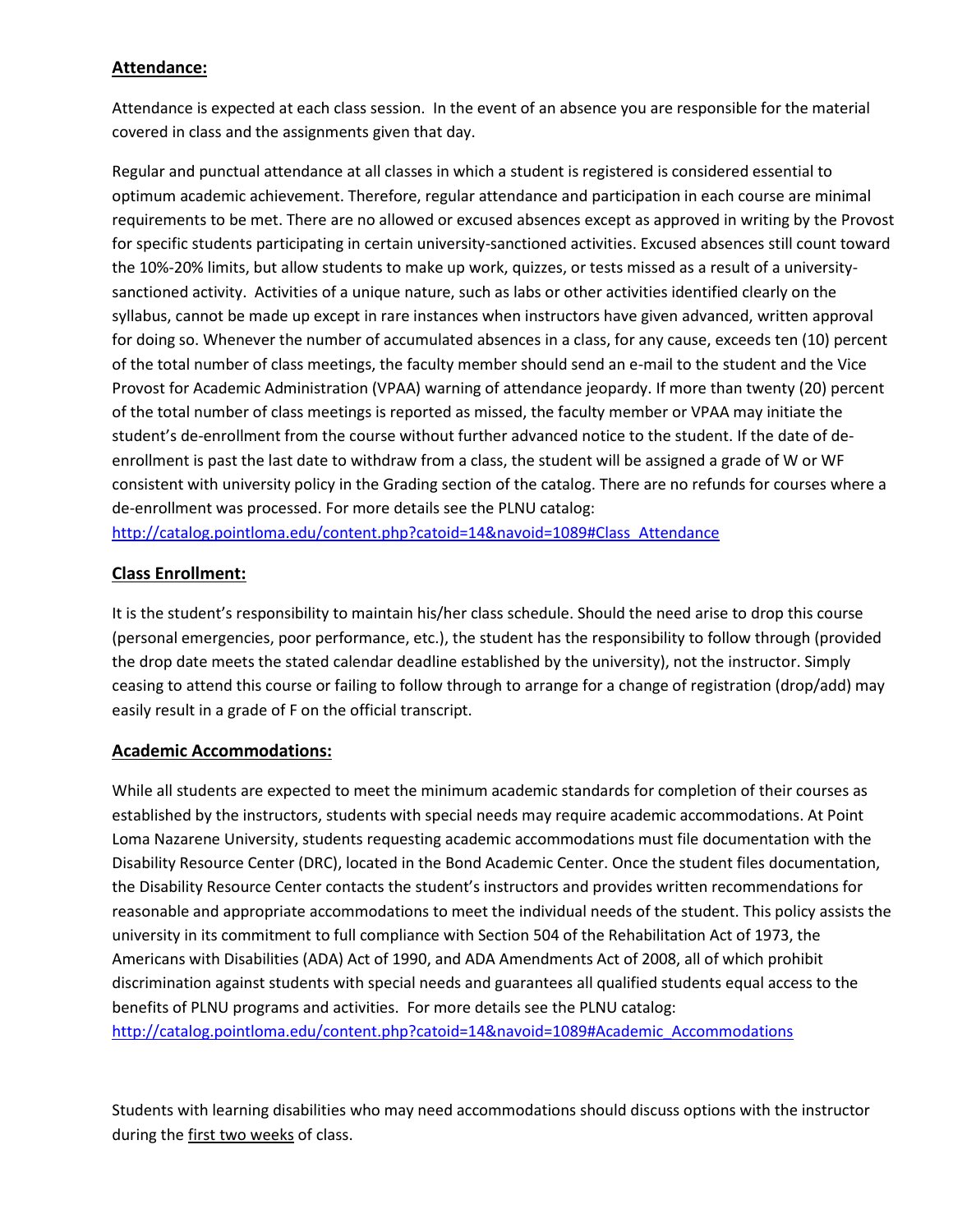## Attendance:

Attendance is expected at each class session. In the event of an absence you are responsible for the material covered in class and the assignments given that day.

Regular and punctual attendance at all classes in which a student is registered is considered essential to optimum academic achievement. Therefore, regular attendance and participation in each course are minimal requirements to be met. There are no allowed or excused absences except as approved in writing by the Provost for specific students participating in certain university-sanctioned activities. Excused absences still count toward the 10%-20% limits, but allow students to make up work, quizzes, or tests missed as a result of a university-sanctioned activity. Activities of a unique nature, such as labs or other activities identified clearly on the syllabus, cannot be made up except in rare instances when instructors have given advanced, written approval for doing so. Whenever the number of accumulated absences in a class, for any cause, exceeds ten (10) percent of the total number of class meetings, the faculty member should send an e-mail to the student and the Vice Provost for Academic Administration (VPAA) warning of attendance jeopardy. If more than twenty (20) percent of the total number of class meetings is reported as missed, the faculty member or VPAA may initiate the student's de-enrollment from the course without further advanced notice to the student. If the date of de-enrollment is past the last date to withdraw from a class, the student will be assigned a grade of W or WF consistent with university policy in the Grading section of the catalog. There are no refunds for courses where a de-enrollment was processed. For more details see the PLNU catalog: http://catalog.pointloma.edu/content.php?catoid=14&navoid=1089#Class_Attendance

## Class Enrollment:

It is the student's responsibility to maintain his/her class schedule. Should the need arise to drop this course (personal emergencies, poor performance, etc.), the student has the responsibility to follow through (provided the drop date meets the stated calendar deadline established by the university), not the instructor. Simply ceasing to attend this course or failing to follow through to arrange for a change of registration (drop/add) may easily result in a grade of F on the official transcript.

## Academic Accommodations:

While all students are expected to meet the minimum academic standards for completion of their courses as established by the instructors, students with special needs may require academic accommodations. At Point Loma Nazarene University, students requesting academic accommodations must file documentation with the Disability Resource Center (DRC), located in the Bond Academic Center. Once the student files documentation, the Disability Resource Center contacts the student's instructors and provides written recommendations for reasonable and appropriate accommodations to meet the individual needs of the student. This policy assists the university in its commitment to full compliance with Section 504 of the Rehabilitation Act of 1973, the Americans with Disabilities (ADA) Act of 1990, and ADA Amendments Act of 2008, all of which prohibit discrimination against students with special needs and guarantees all qualified students equal access to the benefits of PLNU programs and activities. For more details see the PLNU catalog: http://catalog.pointloma.edu/content.php?catoid=14&navoid=1089#Academic_Accommodations

Students with learning disabilities who may need accommodations should discuss options with the instructor during the first two weeks of class.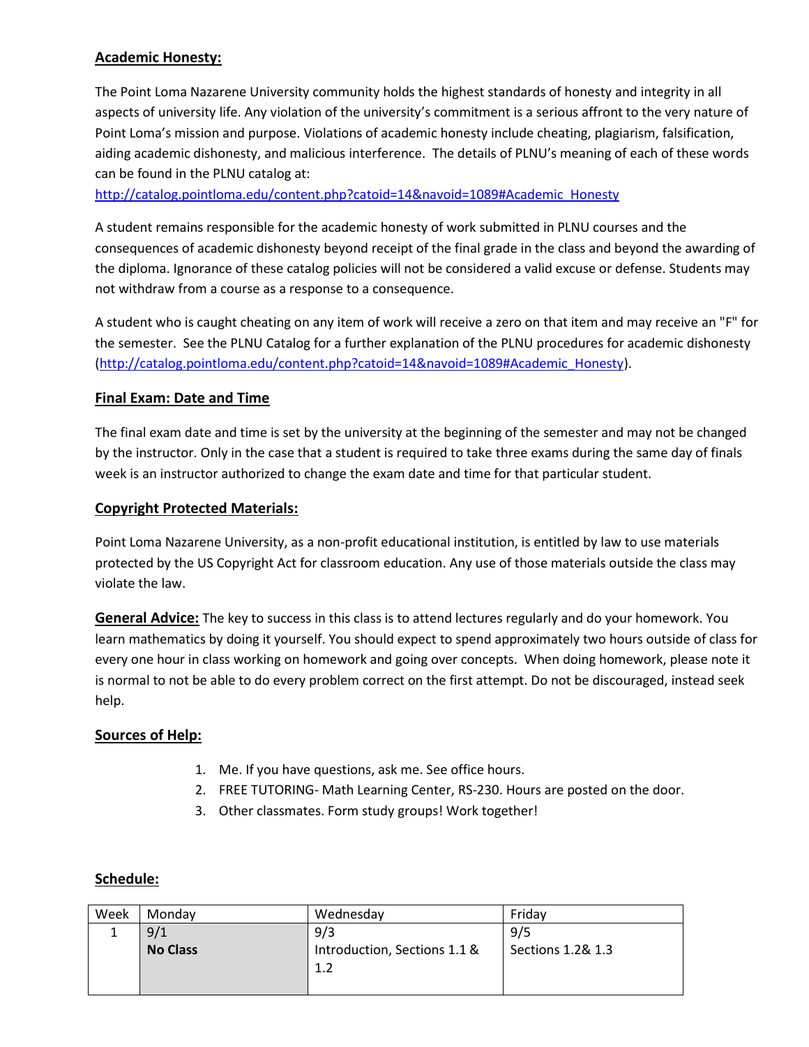**Academic Honesty:**

The Point Loma Nazarene University community holds the highest standards of honesty and integrity in all aspects of university life. Any violation of the university's commitment is a serious affront to the very nature of Point Loma's mission and purpose. Violations of academic honesty include cheating, plagiarism, falsification, aiding academic dishonesty, and malicious interference. The details of PLNU's meaning of each of these words can be found in the PLNU catalog at:
http://catalog.pointloma.edu/content.php?catoid=14&navoid=1089#Academic_Honesty

A student remains responsible for the academic honesty of work submitted in PLNU courses and the consequences of academic dishonesty beyond receipt of the final grade in the class and beyond the awarding of the diploma. Ignorance of these catalog policies will not be considered a valid excuse or defense. Students may not withdraw from a course as a response to a consequence.

A student who is caught cheating on any item of work will receive a zero on that item and may receive an "F" for the semester. See the PLNU Catalog for a further explanation of the PLNU procedures for academic dishonesty (http://catalog.pointloma.edu/content.php?catoid=14&navoid=1089#Academic_Honesty).

**Final Exam: Date and Time**

The final exam date and time is set by the university at the beginning of the semester and may not be changed by the instructor. Only in the case that a student is required to take three exams during the same day of finals week is an instructor authorized to change the exam date and time for that particular student.

**Copyright Protected Materials:**

Point Loma Nazarene University, as a non-profit educational institution, is entitled by law to use materials protected by the US Copyright Act for classroom education. Any use of those materials outside the class may violate the law.

**General Advice:** The key to success in this class is to attend lectures regularly and do your homework. You learn mathematics by doing it yourself. You should expect to spend approximately two hours outside of class for every one hour in class working on homework and going over concepts. When doing homework, please note it is normal to not be able to do every problem correct on the first attempt. Do not be discouraged, instead seek help.

**Sources of Help:**

1. Me. If you have questions, ask me. See office hours.
2. FREE TUTORING- Math Learning Center, RS-230. Hours are posted on the door.
3. Other classmates. Form study groups! Work together!

**Schedule:**

| Week | Monday | Wednesday | Friday |
|---|---|---|---|
| 1 | 9/1 **No Class** | 9/3 Introduction, Sections 1.1 & 1.2 | 9/5 Sections 1.2& 1.3 |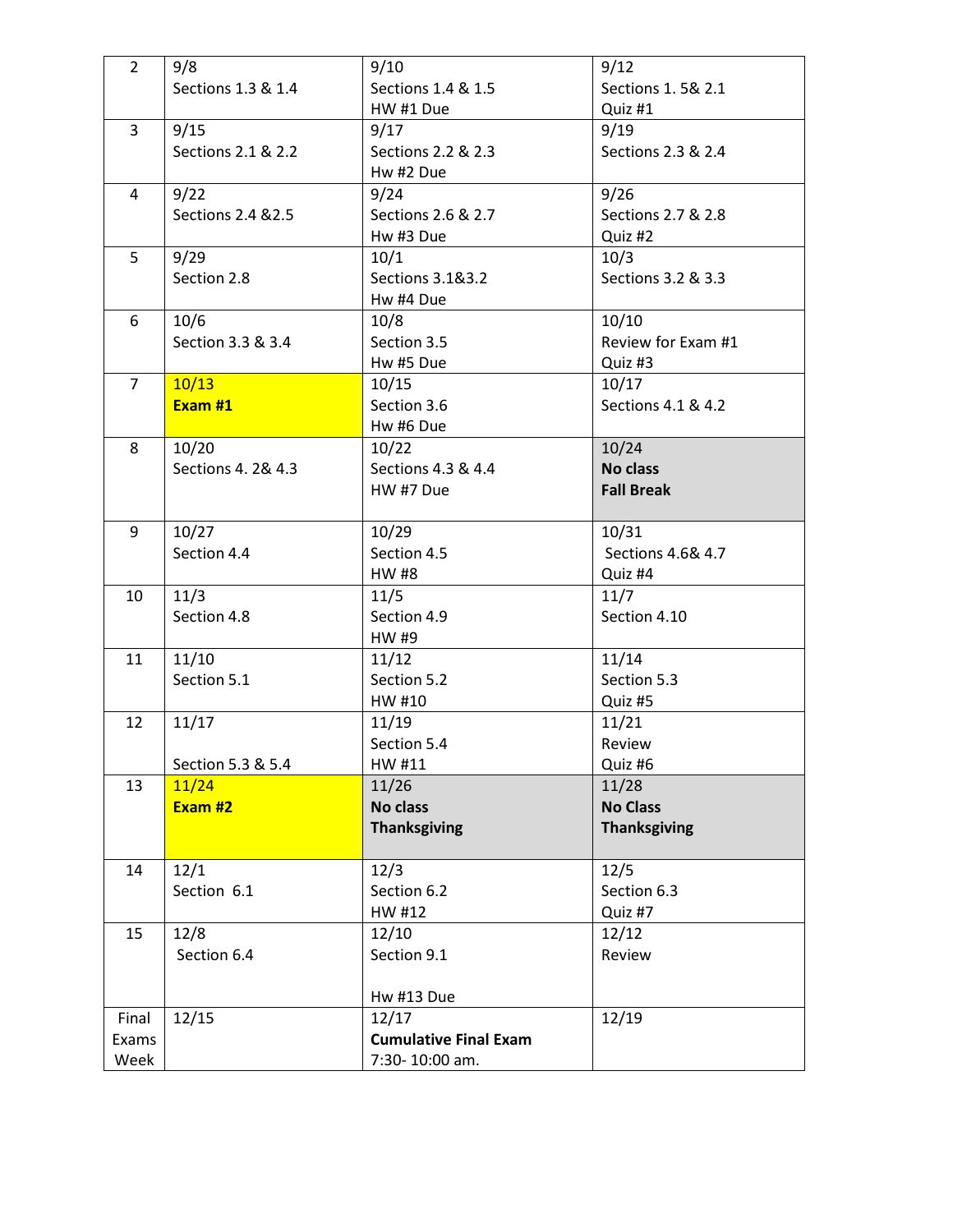| | | | |
|---|---|---|---|
| 2 | 9/8<br>Sections 1.3 & 1.4 | 9/10<br>Sections 1.4 & 1.5<br>HW #1 Due | 9/12<br>Sections 1. 5& 2.1<br>Quiz #1 |
| 3 | 9/15<br>Sections 2.1 & 2.2 | 9/17<br>Sections 2.2 & 2.3<br>Hw #2 Due | 9/19<br>Sections 2.3 & 2.4 |
| 4 | 9/22<br>Sections 2.4 &2.5 | 9/24<br>Sections 2.6 & 2.7<br>Hw #3 Due | 9/26<br>Sections 2.7 & 2.8<br>Quiz #2 |
| 5 | 9/29<br>Section 2.8 | 10/1<br>Sections 3.1&3.2<br>Hw #4 Due | 10/3<br>Sections 3.2 & 3.3 |
| 6 | 10/6<br>Section 3.3 & 3.4 | 10/8<br>Section 3.5<br>Hw #5 Due | 10/10<br>Review for Exam #1<br>Quiz #3 |
| 7 | **10/13**<br>**Exam #1** | 10/15<br>Section 3.6<br>Hw #6 Due | 10/17<br>Sections 4.1 & 4.2 |
| 8 | 10/20<br>Sections 4. 2& 4.3 | 10/22<br>Sections 4.3 & 4.4<br>HW #7 Due | 10/24<br>**No class**<br>**Fall Break** |
| 9 | 10/27<br>Section 4.4 | 10/29<br>Section 4.5<br>HW #8 | 10/31<br>Sections 4.6& 4.7<br>Quiz #4 |
| 10 | 11/3<br>Section 4.8 | 11/5<br>Section 4.9<br>HW #9 | 11/7<br>Section 4.10 |
| 11 | 11/10<br>Section 5.1 | 11/12<br>Section 5.2<br>HW #10 | 11/14<br>Section 5.3<br>Quiz #5 |
| 12 | 11/17<br>Section 5.3 & 5.4 | 11/19<br>Section 5.4<br>HW #11 | 11/21<br>Review<br>Quiz #6 |
| 13 | **11/24**<br>**Exam #2** | 11/26<br>**No class**<br>**Thanksgiving** | 11/28<br>**No Class**<br>**Thanksgiving** |
| 14 | 12/1<br>Section 6.1 | 12/3<br>Section 6.2<br>HW #12 | 12/5<br>Section 6.3<br>Quiz #7 |
| 15 | 12/8<br>Section 6.4 | 12/10<br>Section 9.1<br>Hw #13 Due | 12/12<br>Review |
| Final Exams Week | 12/15 | 12/17<br>**Cumulative Final Exam**<br>7:30- 10:00 am. | 12/19 |